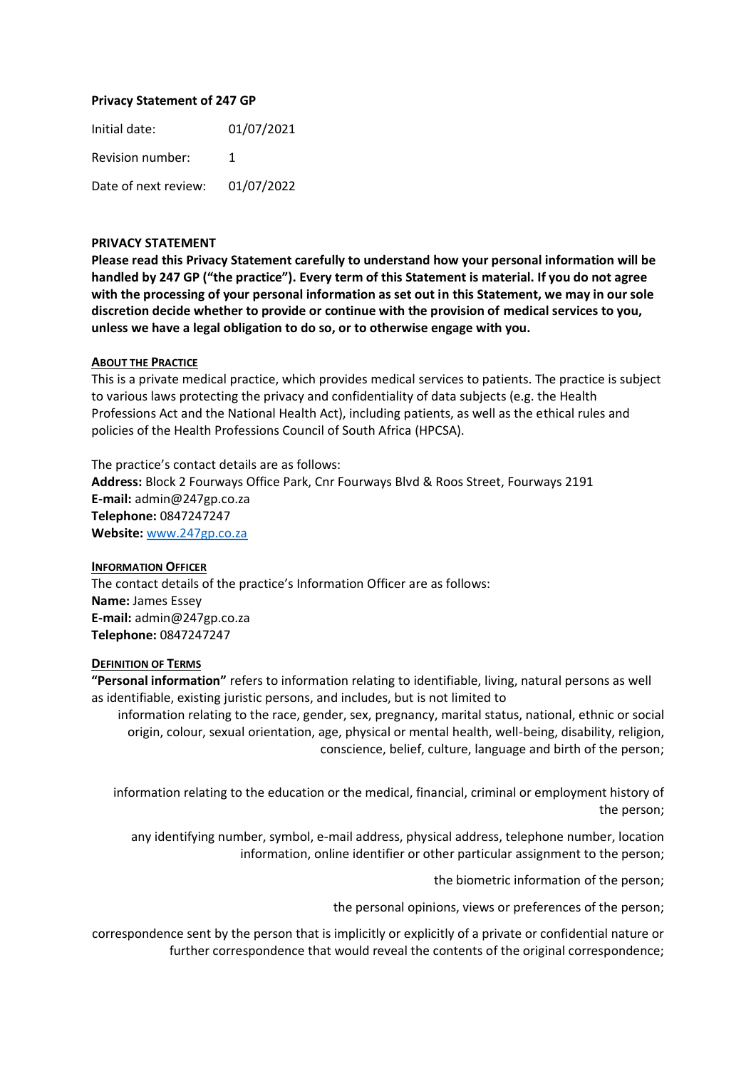**Privacy Statement of 247 GP**

Initial date: 01/07/2021

Revision number: 1

Date of next review: 01/07/2022

## PRIVACY STATEMENT

**Please read this Privacy Statement carefully to understand how your personal information will be handled by 247 GP ("the practice"). Every term of this Statement is material. If you do not agree with the processing of your personal information as set out in this Statement, we may in our sole discretion decide whether to provide or continue with the provision of medical services to you, unless we have a legal obligation to do so, or to otherwise engage with you.**

### ABOUT THE PRACTICE

This is a private medical practice, which provides medical services to patients. The practice is subject to various laws protecting the privacy and confidentiality of data subjects (e.g. the Health Professions Act and the National Health Act), including patients, as well as the ethical rules and policies of the Health Professions Council of South Africa (HPCSA).

The practice's contact details are as follows:
**Address:** Block 2 Fourways Office Park, Cnr Fourways Blvd & Roos Street, Fourways 2191
**E-mail:** admin@247gp.co.za
**Telephone:** 0847247247
**Website:** [www.247gp.co.za](www.247gp.co.za)

### INFORMATION OFFICER

The contact details of the practice's Information Officer are as follows:
**Name:** James Essey
**E-mail:** admin@247gp.co.za
**Telephone:** 0847247247

### DEFINITION OF TERMS

**"Personal information"** refers to information relating to identifiable, living, natural persons as well as identifiable, existing juristic persons, and includes, but is not limited to

information relating to the race, gender, sex, pregnancy, marital status, national, ethnic or social origin, colour, sexual orientation, age, physical or mental health, well-being, disability, religion, conscience, belief, culture, language and birth of the person;

information relating to the education or the medical, financial, criminal or employment history of the person;

any identifying number, symbol, e-mail address, physical address, telephone number, location information, online identifier or other particular assignment to the person;

the biometric information of the person;

the personal opinions, views or preferences of the person;

correspondence sent by the person that is implicitly or explicitly of a private or confidential nature or further correspondence that would reveal the contents of the original correspondence;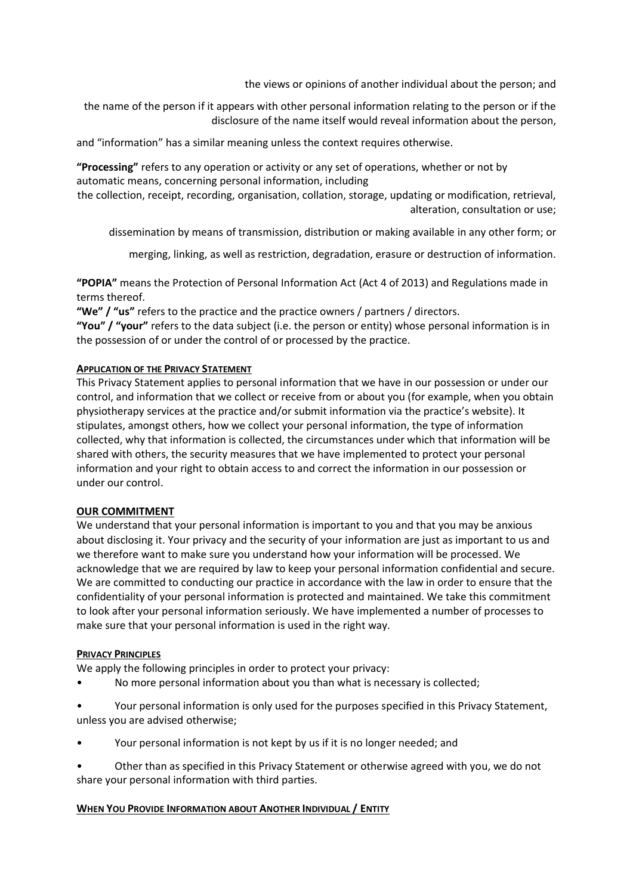the views or opinions of another individual about the person; and

the name of the person if it appears with other personal information relating to the person or if the disclosure of the name itself would reveal information about the person,

and "information" has a similar meaning unless the context requires otherwise.

**"Processing"** refers to any operation or activity or any set of operations, whether or not by automatic means, concerning personal information, including

the collection, receipt, recording, organisation, collation, storage, updating or modification, retrieval, alteration, consultation or use;

dissemination by means of transmission, distribution or making available in any other form; or

merging, linking, as well as restriction, degradation, erasure or destruction of information.

**"POPIA"** means the Protection of Personal Information Act (Act 4 of 2013) and Regulations made in terms thereof.

**"We" / "us"** refers to the practice and the practice owners / partners / directors.

**"You" / "your"** refers to the data subject (i.e. the person or entity) whose personal information is in the possession of or under the control of or processed by the practice.

**APPLICATION OF THE PRIVACY STATEMENT**

This Privacy Statement applies to personal information that we have in our possession or under our control, and information that we collect or receive from or about you (for example, when you obtain physiotherapy services at the practice and/or submit information via the practice's website). It stipulates, amongst others, how we collect your personal information, the type of information collected, why that information is collected, the circumstances under which that information will be shared with others, the security measures that we have implemented to protect your personal information and your right to obtain access to and correct the information in our possession or under our control.

**OUR COMMITMENT**

We understand that your personal information is important to you and that you may be anxious about disclosing it. Your privacy and the security of your information are just as important to us and we therefore want to make sure you understand how your information will be processed. We acknowledge that we are required by law to keep your personal information confidential and secure. We are committed to conducting our practice in accordance with the law in order to ensure that the confidentiality of your personal information is protected and maintained. We take this commitment to look after your personal information seriously. We have implemented a number of processes to make sure that your personal information is used in the right way.

**PRIVACY PRINCIPLES**

We apply the following principles in order to protect your privacy:

- No more personal information about you than what is necessary is collected;
- Your personal information is only used for the purposes specified in this Privacy Statement, unless you are advised otherwise;
- Your personal information is not kept by us if it is no longer needed; and
- Other than as specified in this Privacy Statement or otherwise agreed with you, we do not share your personal information with third parties.

**WHEN YOU PROVIDE INFORMATION ABOUT ANOTHER INDIVIDUAL / ENTITY**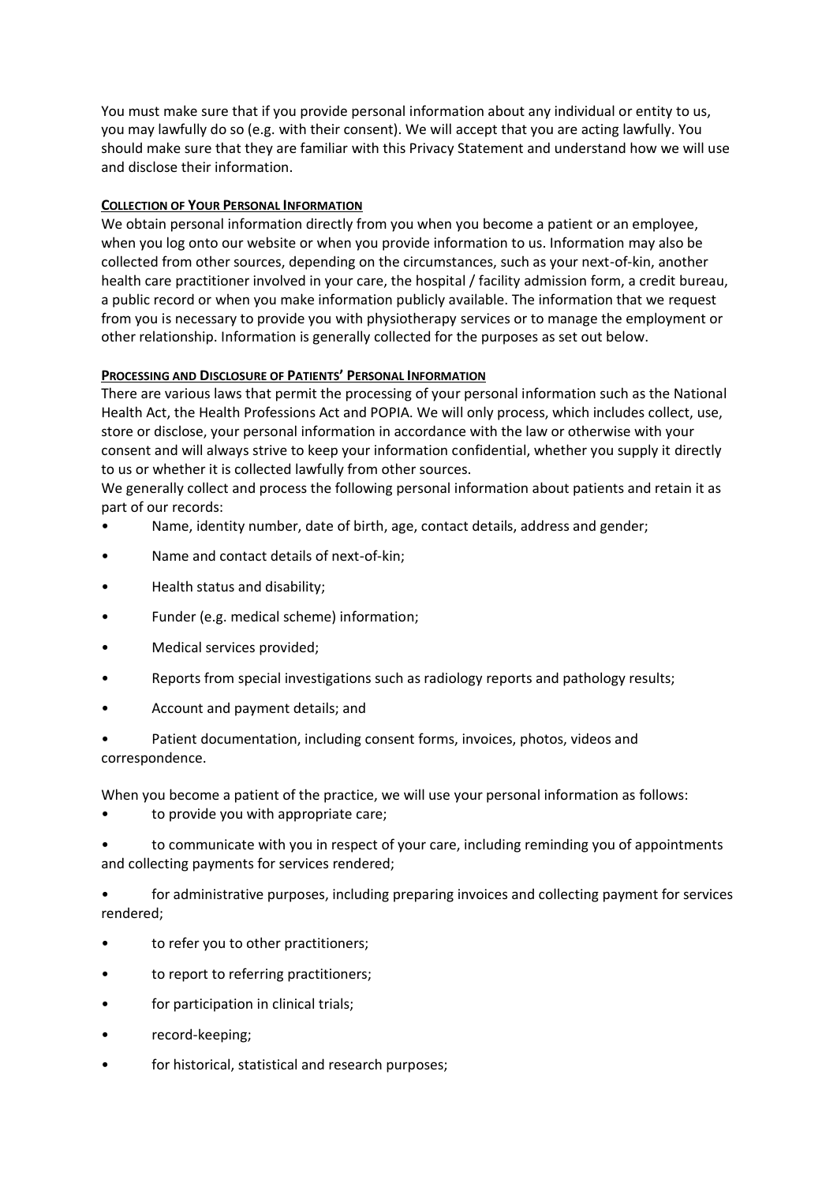You must make sure that if you provide personal information about any individual or entity to us, you may lawfully do so (e.g. with their consent). We will accept that you are acting lawfully. You should make sure that they are familiar with this Privacy Statement and understand how we will use and disclose their information.

**COLLECTION OF YOUR PERSONAL INFORMATION**

We obtain personal information directly from you when you become a patient or an employee, when you log onto our website or when you provide information to us. Information may also be collected from other sources, depending on the circumstances, such as your next-of-kin, another health care practitioner involved in your care, the hospital / facility admission form, a credit bureau, a public record or when you make information publicly available. The information that we request from you is necessary to provide you with physiotherapy services or to manage the employment or other relationship. Information is generally collected for the purposes as set out below.

**PROCESSING AND DISCLOSURE OF PATIENTS' PERSONAL INFORMATION**

There are various laws that permit the processing of your personal information such as the National Health Act, the Health Professions Act and POPIA. We will only process, which includes collect, use, store or disclose, your personal information in accordance with the law or otherwise with your consent and will always strive to keep your information confidential, whether you supply it directly to us or whether it is collected lawfully from other sources.

We generally collect and process the following personal information about patients and retain it as part of our records:

- Name, identity number, date of birth, age, contact details, address and gender;
- Name and contact details of next-of-kin;
- Health status and disability;
- Funder (e.g. medical scheme) information;
- Medical services provided;
- Reports from special investigations such as radiology reports and pathology results;
- Account and payment details; and
- Patient documentation, including consent forms, invoices, photos, videos and correspondence.

When you become a patient of the practice, we will use your personal information as follows:

- to provide you with appropriate care;
- to communicate with you in respect of your care, including reminding you of appointments and collecting payments for services rendered;
- for administrative purposes, including preparing invoices and collecting payment for services rendered;
- to refer you to other practitioners;
- to report to referring practitioners;
- for participation in clinical trials;
- record-keeping;
- for historical, statistical and research purposes;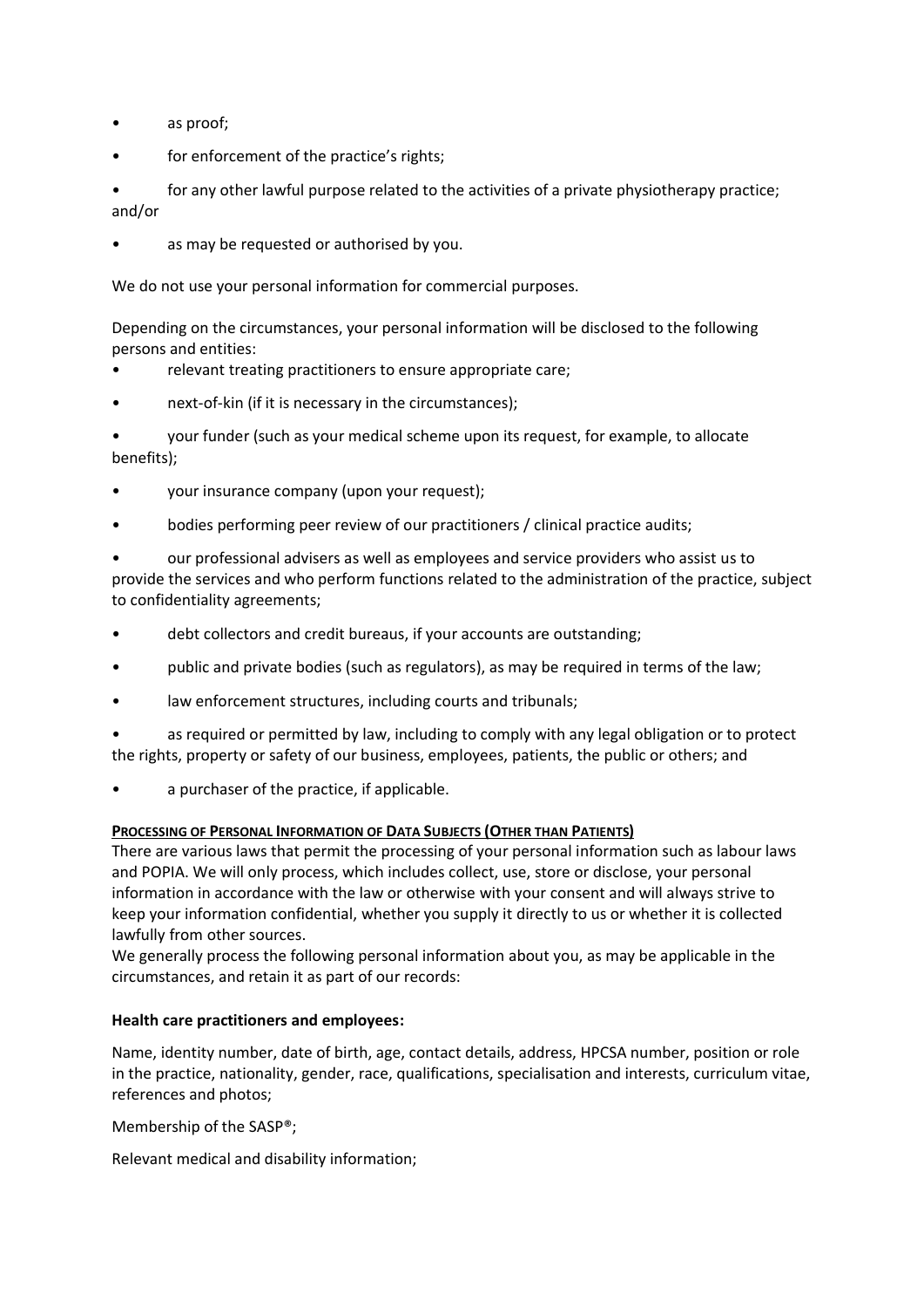- as proof;
- for enforcement of the practice's rights;
- for any other lawful purpose related to the activities of a private physiotherapy practice; and/or
- as may be requested or authorised by you.

We do not use your personal information for commercial purposes.

Depending on the circumstances, your personal information will be disclosed to the following persons and entities:

- relevant treating practitioners to ensure appropriate care;
- next-of-kin (if it is necessary in the circumstances);
- your funder (such as your medical scheme upon its request, for example, to allocate benefits);
- your insurance company (upon your request);
- bodies performing peer review of our practitioners / clinical practice audits;
- our professional advisers as well as employees and service providers who assist us to provide the services and who perform functions related to the administration of the practice, subject to confidentiality agreements;
- debt collectors and credit bureaus, if your accounts are outstanding;
- public and private bodies (such as regulators), as may be required in terms of the law;
- law enforcement structures, including courts and tribunals;
- as required or permitted by law, including to comply with any legal obligation or to protect the rights, property or safety of our business, employees, patients, the public or others; and
- a purchaser of the practice, if applicable.

## PROCESSING OF PERSONAL INFORMATION OF DATA SUBJECTS (OTHER THAN PATIENTS)

There are various laws that permit the processing of your personal information such as labour laws and POPIA. We will only process, which includes collect, use, store or disclose, your personal information in accordance with the law or otherwise with your consent and will always strive to keep your information confidential, whether you supply it directly to us or whether it is collected lawfully from other sources.

We generally process the following personal information about you, as may be applicable in the circumstances, and retain it as part of our records:

**Health care practitioners and employees:**

Name, identity number, date of birth, age, contact details, address, HPCSA number, position or role in the practice, nationality, gender, race, qualifications, specialisation and interests, curriculum vitae, references and photos;

Membership of the SASP®;

Relevant medical and disability information;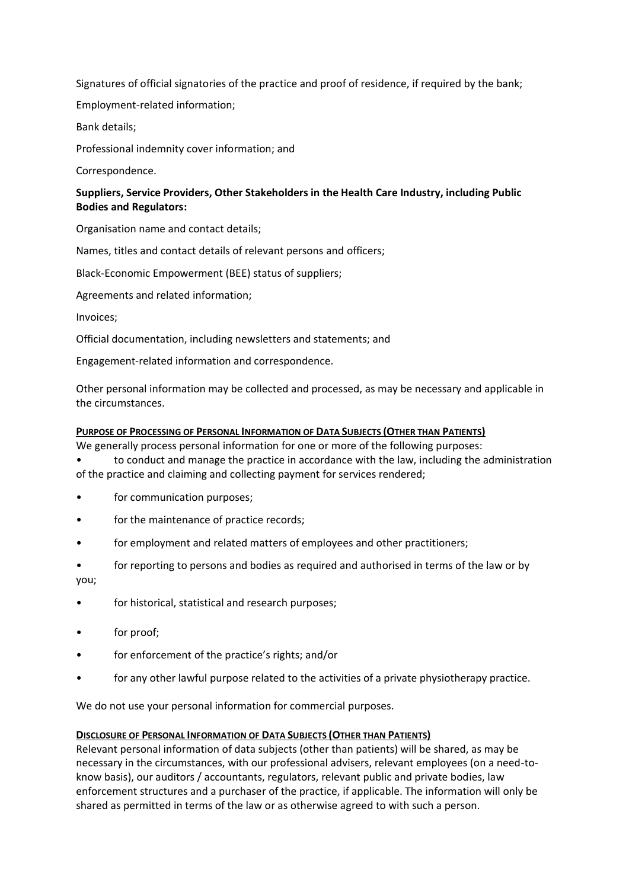Signatures of official signatories of the practice and proof of residence, if required by the bank;

Employment-related information;

Bank details;

Professional indemnity cover information; and

Correspondence.

**Suppliers, Service Providers, Other Stakeholders in the Health Care Industry, including Public Bodies and Regulators:**

Organisation name and contact details;

Names, titles and contact details of relevant persons and officers;

Black-Economic Empowerment (BEE) status of suppliers;

Agreements and related information;

Invoices;

Official documentation, including newsletters and statements; and

Engagement-related information and correspondence.

Other personal information may be collected and processed, as may be necessary and applicable in the circumstances.

## PURPOSE OF PROCESSING OF PERSONAL INFORMATION OF DATA SUBJECTS (OTHER THAN PATIENTS)

We generally process personal information for one or more of the following purposes:

- to conduct and manage the practice in accordance with the law, including the administration of the practice and claiming and collecting payment for services rendered;
- for communication purposes;
- for the maintenance of practice records;
- for employment and related matters of employees and other practitioners;
- for reporting to persons and bodies as required and authorised in terms of the law or by you;
- for historical, statistical and research purposes;
- for proof;
- for enforcement of the practice's rights; and/or
- for any other lawful purpose related to the activities of a private physiotherapy practice.

We do not use your personal information for commercial purposes.

## DISCLOSURE OF PERSONAL INFORMATION OF DATA SUBJECTS (OTHER THAN PATIENTS)

Relevant personal information of data subjects (other than patients) will be shared, as may be necessary in the circumstances, with our professional advisers, relevant employees (on a need-to-know basis), our auditors / accountants, regulators, relevant public and private bodies, law enforcement structures and a purchaser of the practice, if applicable. The information will only be shared as permitted in terms of the law or as otherwise agreed to with such a person.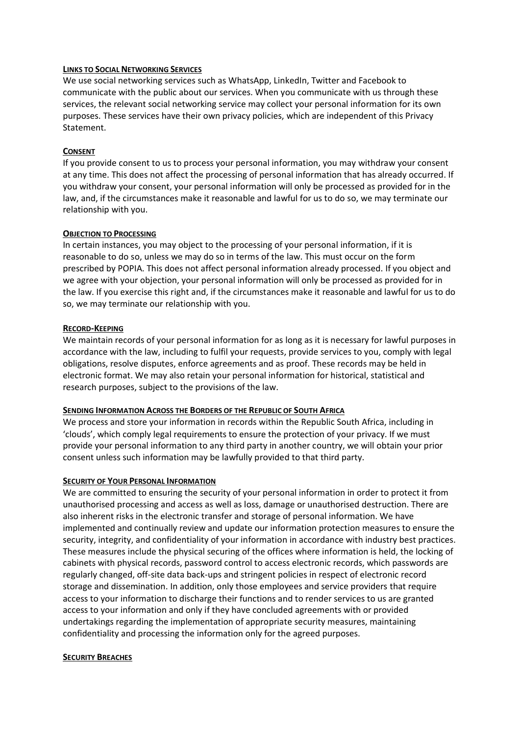#### Links to Social Networking Services

We use social networking services such as WhatsApp, LinkedIn, Twitter and Facebook to communicate with the public about our services. When you communicate with us through these services, the relevant social networking service may collect your personal information for its own purposes. These services have their own privacy policies, which are independent of this Privacy Statement.

#### Consent

If you provide consent to us to process your personal information, you may withdraw your consent at any time. This does not affect the processing of personal information that has already occurred. If you withdraw your consent, your personal information will only be processed as provided for in the law, and, if the circumstances make it reasonable and lawful for us to do so, we may terminate our relationship with you.

#### Objection to Processing

In certain instances, you may object to the processing of your personal information, if it is reasonable to do so, unless we may do so in terms of the law. This must occur on the form prescribed by POPIA. This does not affect personal information already processed. If you object and we agree with your objection, your personal information will only be processed as provided for in the law. If you exercise this right and, if the circumstances make it reasonable and lawful for us to do so, we may terminate our relationship with you.

#### Record-Keeping

We maintain records of your personal information for as long as it is necessary for lawful purposes in accordance with the law, including to fulfil your requests, provide services to you, comply with legal obligations, resolve disputes, enforce agreements and as proof. These records may be held in electronic format. We may also retain your personal information for historical, statistical and research purposes, subject to the provisions of the law.

#### Sending Information Across the Borders of the Republic of South Africa

We process and store your information in records within the Republic South Africa, including in 'clouds', which comply legal requirements to ensure the protection of your privacy. If we must provide your personal information to any third party in another country, we will obtain your prior consent unless such information may be lawfully provided to that third party.

#### Security of Your Personal Information

We are committed to ensuring the security of your personal information in order to protect it from unauthorised processing and access as well as loss, damage or unauthorised destruction. There are also inherent risks in the electronic transfer and storage of personal information. We have implemented and continually review and update our information protection measures to ensure the security, integrity, and confidentiality of your information in accordance with industry best practices. These measures include the physical securing of the offices where information is held, the locking of cabinets with physical records, password control to access electronic records, which passwords are regularly changed, off-site data back-ups and stringent policies in respect of electronic record storage and dissemination. In addition, only those employees and service providers that require access to your information to discharge their functions and to render services to us are granted access to your information and only if they have concluded agreements with or provided undertakings regarding the implementation of appropriate security measures, maintaining confidentiality and processing the information only for the agreed purposes.

#### Security Breaches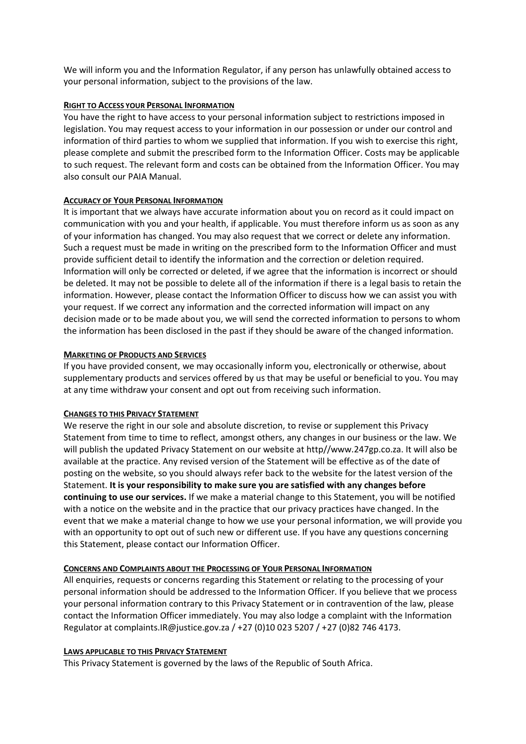We will inform you and the Information Regulator, if any person has unlawfully obtained access to your personal information, subject to the provisions of the law.

### Right to Access your Personal Information

You have the right to have access to your personal information subject to restrictions imposed in legislation. You may request access to your information in our possession or under our control and information of third parties to whom we supplied that information. If you wish to exercise this right, please complete and submit the prescribed form to the Information Officer. Costs may be applicable to such request. The relevant form and costs can be obtained from the Information Officer. You may also consult our PAIA Manual.

### Accuracy of Your Personal Information

It is important that we always have accurate information about you on record as it could impact on communication with you and your health, if applicable. You must therefore inform us as soon as any of your information has changed. You may also request that we correct or delete any information. Such a request must be made in writing on the prescribed form to the Information Officer and must provide sufficient detail to identify the information and the correction or deletion required. Information will only be corrected or deleted, if we agree that the information is incorrect or should be deleted. It may not be possible to delete all of the information if there is a legal basis to retain the information. However, please contact the Information Officer to discuss how we can assist you with your request. If we correct any information and the corrected information will impact on any decision made or to be made about you, we will send the corrected information to persons to whom the information has been disclosed in the past if they should be aware of the changed information.

### Marketing of Products and Services

If you have provided consent, we may occasionally inform you, electronically or otherwise, about supplementary products and services offered by us that may be useful or beneficial to you. You may at any time withdraw your consent and opt out from receiving such information.

### Changes to this Privacy Statement

We reserve the right in our sole and absolute discretion, to revise or supplement this Privacy Statement from time to time to reflect, amongst others, any changes in our business or the law. We will publish the updated Privacy Statement on our website at http//www.247gp.co.za. It will also be available at the practice. Any revised version of the Statement will be effective as of the date of posting on the website, so you should always refer back to the website for the latest version of the Statement. **It is your responsibility to make sure you are satisfied with any changes before continuing to use our services.** If we make a material change to this Statement, you will be notified with a notice on the website and in the practice that our privacy practices have changed. In the event that we make a material change to how we use your personal information, we will provide you with an opportunity to opt out of such new or different use. If you have any questions concerning this Statement, please contact our Information Officer.

### Concerns and Complaints about the Processing of Your Personal Information

All enquiries, requests or concerns regarding this Statement or relating to the processing of your personal information should be addressed to the Information Officer. If you believe that we process your personal information contrary to this Privacy Statement or in contravention of the law, please contact the Information Officer immediately. You may also lodge a complaint with the Information Regulator at complaints.IR@justice.gov.za / +27 (0)10 023 5207 / +27 (0)82 746 4173.

### Laws applicable to this Privacy Statement

This Privacy Statement is governed by the laws of the Republic of South Africa.